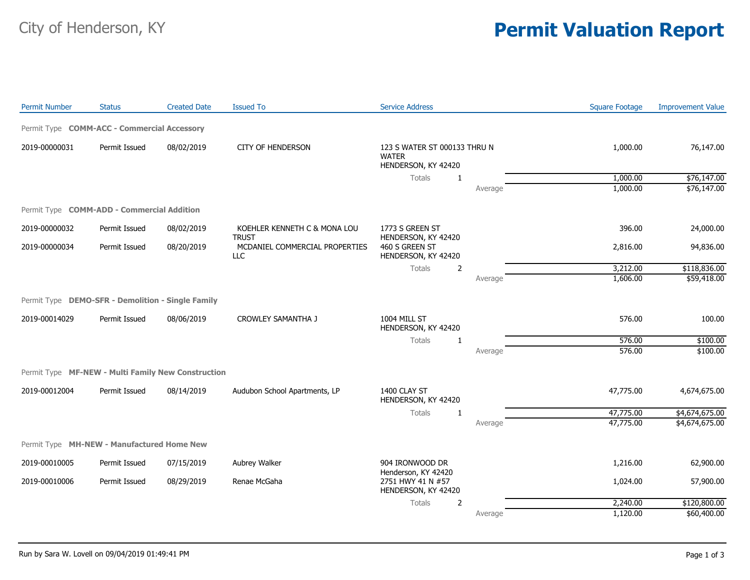City of Henderson, KY

# Permit Valuation Report

| Permit Number | Status | Created Date | Issued To | Service Address | Square Footage | Improvement Value |
|---|---|---|---|---|---|---|
| **Permit Type COMM-ACC - Commercial Accessory** | | | | | | |
| 2019-00000031 | Permit Issued | 08/02/2019 | CITY OF HENDERSON | 123 S WATER ST 000133 THRU N WATER HENDERSON, KY 42420 | 1,000.00 | 76,147.00 |
| | | | | Totals 1 | 1,000.00 | $76,147.00 |
| | | | | Average | 1,000.00 | $76,147.00 |
| **Permit Type COMM-ADD - Commercial Addition** | | | | | | |
| 2019-00000032 | Permit Issued | 08/02/2019 | KOEHLER KENNETH C & MONA LOU TRUST | 1773 S GREEN ST HENDERSON, KY 42420 | 396.00 | 24,000.00 |
| 2019-00000034 | Permit Issued | 08/20/2019 | MCDANIEL COMMERCIAL PROPERTIES LLC | 460 S GREEN ST HENDERSON, KY 42420 | 2,816.00 | 94,836.00 |
| | | | | Totals 2 | 3,212.00 | $118,836.00 |
| | | | | Average | 1,606.00 | $59,418.00 |
| **Permit Type DEMO-SFR - Demolition - Single Family** | | | | | | |
| 2019-00014029 | Permit Issued | 08/06/2019 | CROWLEY SAMANTHA J | 1004 MILL ST HENDERSON, KY 42420 | 576.00 | 100.00 |
| | | | | Totals 1 | 576.00 | $100.00 |
| | | | | Average | 576.00 | $100.00 |
| **Permit Type MF-NEW - Multi Family New Construction** | | | | | | |
| 2019-00012004 | Permit Issued | 08/14/2019 | Audubon School Apartments, LP | 1400 CLAY ST HENDERSON, KY 42420 | 47,775.00 | 4,674,675.00 |
| | | | | Totals 1 | 47,775.00 | $4,674,675.00 |
| | | | | Average | 47,775.00 | $4,674,675.00 |
| **Permit Type MH-NEW - Manufactured Home New** | | | | | | |
| 2019-00010005 | Permit Issued | 07/15/2019 | Aubrey Walker | 904 IRONWOOD DR Henderson, KY 42420 | 1,216.00 | 62,900.00 |
| 2019-00010006 | Permit Issued | 08/29/2019 | Renae McGaha | 2751 HWY 41 N #57 HENDERSON, KY 42420 | 1,024.00 | 57,900.00 |
| | | | | Totals 2 | 2,240.00 | $120,800.00 |
| | | | | Average | 1,120.00 | $60,400.00 |

Run by Sara W. Lovell on 09/04/2019 01:49:41 PM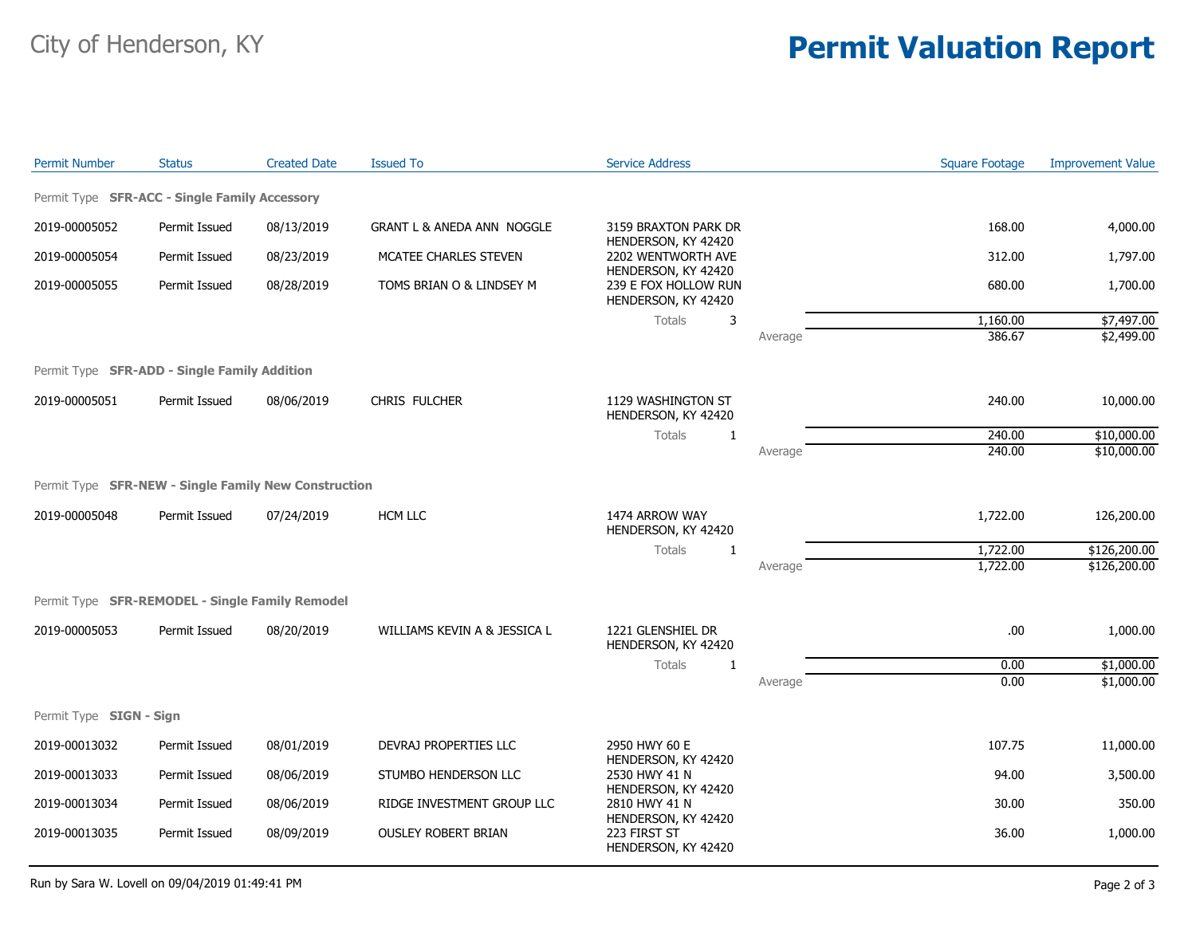City of Henderson, KY

# Permit Valuation Report

| Permit Number | Status | Created Date | Issued To | Service Address | | Square Footage | Improvement Value |
|---|---|---|---|---|---|---|---|
| **Permit Type SFR-ACC - Single Family Accessory** | | | | | | | |
| 2019-00005052 | Permit Issued | 08/13/2019 | GRANT L & ANEDA ANN NOGGLE | 3159 BRAXTON PARK DR HENDERSON, KY 42420 | | 168.00 | 4,000.00 |
| 2019-00005054 | Permit Issued | 08/23/2019 | MCATEE CHARLES STEVEN | 2202 WENTWORTH AVE HENDERSON, KY 42420 | | 312.00 | 1,797.00 |
| 2019-00005055 | Permit Issued | 08/28/2019 | TOMS BRIAN O & LINDSEY M | 239 E FOX HOLLOW RUN HENDERSON, KY 42420 | | 680.00 | 1,700.00 |
| | | | | Totals 3 | | 1,160.00 | $7,497.00 |
| | | | | | Average | 386.67 | $2,499.00 |
| **Permit Type SFR-ADD - Single Family Addition** | | | | | | | |
| 2019-00005051 | Permit Issued | 08/06/2019 | CHRIS FULCHER | 1129 WASHINGTON ST HENDERSON, KY 42420 | | 240.00 | 10,000.00 |
| | | | | Totals 1 | | 240.00 | $10,000.00 |
| | | | | | Average | 240.00 | $10,000.00 |
| **Permit Type SFR-NEW - Single Family New Construction** | | | | | | | |
| 2019-00005048 | Permit Issued | 07/24/2019 | HCM LLC | 1474 ARROW WAY HENDERSON, KY 42420 | | 1,722.00 | 126,200.00 |
| | | | | Totals 1 | | 1,722.00 | $126,200.00 |
| | | | | | Average | 1,722.00 | $126,200.00 |
| **Permit Type SFR-REMODEL - Single Family Remodel** | | | | | | | |
| 2019-00005053 | Permit Issued | 08/20/2019 | WILLIAMS KEVIN A & JESSICA L | 1221 GLENSHIEL DR HENDERSON, KY 42420 | | .00 | 1,000.00 |
| | | | | Totals 1 | | 0.00 | $1,000.00 |
| | | | | | Average | 0.00 | $1,000.00 |
| **Permit Type SIGN - Sign** | | | | | | | |
| 2019-00013032 | Permit Issued | 08/01/2019 | DEVRAJ PROPERTIES LLC | 2950 HWY 60 E HENDERSON, KY 42420 | | 107.75 | 11,000.00 |
| 2019-00013033 | Permit Issued | 08/06/2019 | STUMBO HENDERSON LLC | 2530 HWY 41 N HENDERSON, KY 42420 | | 94.00 | 3,500.00 |
| 2019-00013034 | Permit Issued | 08/06/2019 | RIDGE INVESTMENT GROUP LLC | 2810 HWY 41 N HENDERSON, KY 42420 | | 30.00 | 350.00 |
| 2019-00013035 | Permit Issued | 08/09/2019 | OUSLEY ROBERT BRIAN | 223 FIRST ST HENDERSON, KY 42420 | | 36.00 | 1,000.00 |

Run by Sara W. Lovell on 09/04/2019 01:49:41 PM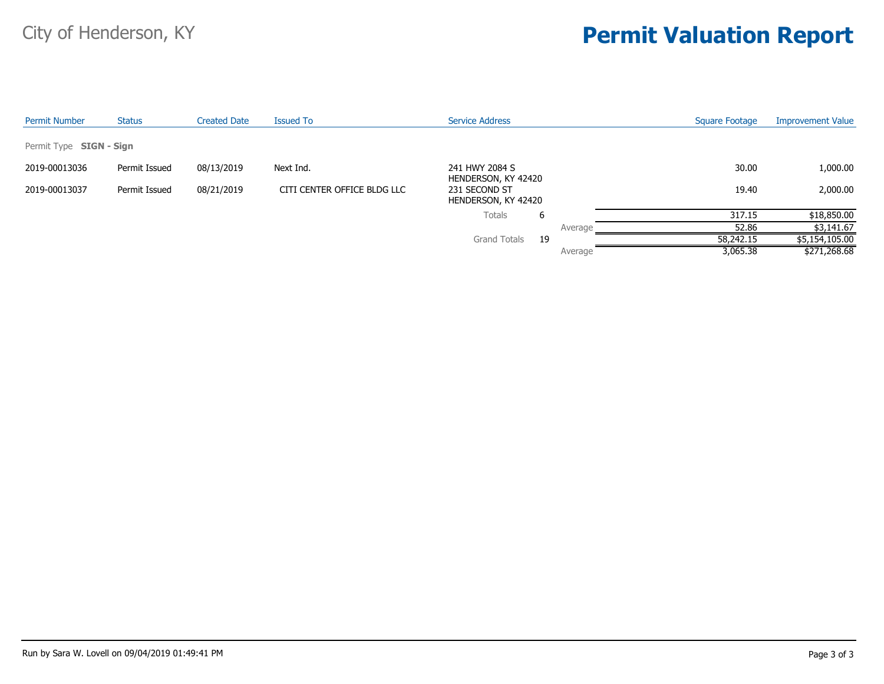City of Henderson, KY

# Permit Valuation Report

| Permit Number | Status | Created Date | Issued To | Service Address | | | Square Footage | Improvement Value |
|---|---|---|---|---|---|---|---|---|
| Permit Type **SIGN - Sign** | | | | | | | | |
| 2019-00013036 | Permit Issued | 08/13/2019 | Next Ind. | 241 HWY 2084 S HENDERSON, KY 42420 | | | 30.00 | 1,000.00 |
| 2019-00013037 | Permit Issued | 08/21/2019 | CITI CENTER OFFICE BLDG LLC | 231 SECOND ST HENDERSON, KY 42420 | | | 19.40 | 2,000.00 |
| | | | | Totals | 6 | | 317.15 | $18,850.00 |
| | | | | | | Average | 52.86 | $3,141.67 |
| | | | | Grand Totals | 19 | | 58,242.15 | $5,154,105.00 |
| | | | | | | Average | 3,065.38 | $271,268.68 |

Run by Sara W. Lovell on 09/04/2019 01:49:41 PM